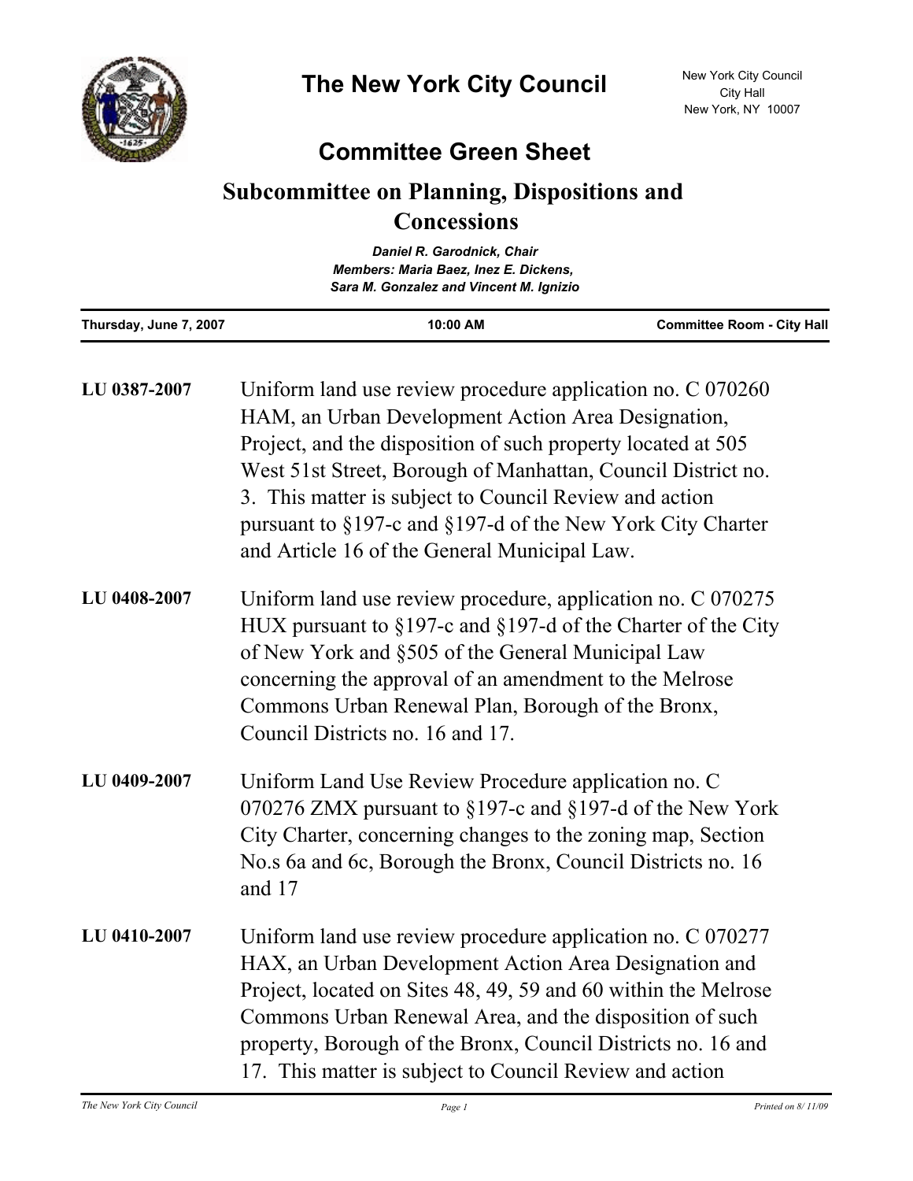# The New York City Council

New York City Council
City Hall
New York, NY 10007

## Committee Green Sheet

## Subcommittee on Planning, Dispositions and Concessions

*Daniel R. Garodnick, Chair*
*Members: Maria Baez, Inez E. Dickens, Sara M. Gonzalez and Vincent M. Ignizio*

| Thursday, June 7, 2007 | 10:00 AM | Committee Room - City Hall |
|---|---|---|

**LU 0387-2007** Uniform land use review procedure application no. C 070260 HAM, an Urban Development Action Area Designation, Project, and the disposition of such property located at 505 West 51st Street, Borough of Manhattan, Council District no. 3. This matter is subject to Council Review and action pursuant to §197-c and §197-d of the New York City Charter and Article 16 of the General Municipal Law.

**LU 0408-2007** Uniform land use review procedure, application no. C 070275 HUX pursuant to §197-c and §197-d of the Charter of the City of New York and §505 of the General Municipal Law concerning the approval of an amendment to the Melrose Commons Urban Renewal Plan, Borough of the Bronx, Council Districts no. 16 and 17.

**LU 0409-2007** Uniform Land Use Review Procedure application no. C 070276 ZMX pursuant to §197-c and §197-d of the New York City Charter, concerning changes to the zoning map, Section No.s 6a and 6c, Borough the Bronx, Council Districts no. 16 and 17

**LU 0410-2007** Uniform land use review procedure application no. C 070277 HAX, an Urban Development Action Area Designation and Project, located on Sites 48, 49, 59 and 60 within the Melrose Commons Urban Renewal Area, and the disposition of such property, Borough of the Bronx, Council Districts no. 16 and 17. This matter is subject to Council Review and action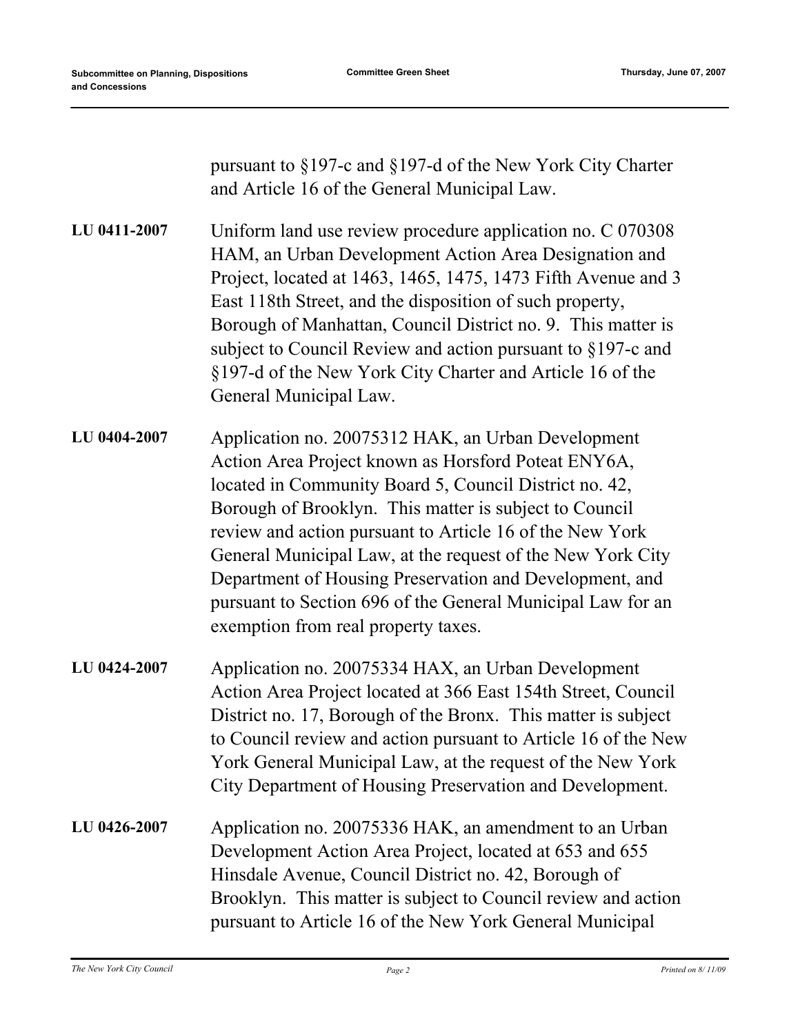pursuant to §197-c and §197-d of the New York City Charter and Article 16 of the General Municipal Law.

**LU 0411-2007** Uniform land use review procedure application no. C 070308 HAM, an Urban Development Action Area Designation and Project, located at 1463, 1465, 1475, 1473 Fifth Avenue and 3 East 118th Street, and the disposition of such property, Borough of Manhattan, Council District no. 9. This matter is subject to Council Review and action pursuant to §197-c and §197-d of the New York City Charter and Article 16 of the General Municipal Law.

**LU 0404-2007** Application no. 20075312 HAK, an Urban Development Action Area Project known as Horsford Poteat ENY6A, located in Community Board 5, Council District no. 42, Borough of Brooklyn. This matter is subject to Council review and action pursuant to Article 16 of the New York General Municipal Law, at the request of the New York City Department of Housing Preservation and Development, and pursuant to Section 696 of the General Municipal Law for an exemption from real property taxes.

**LU 0424-2007** Application no. 20075334 HAX, an Urban Development Action Area Project located at 366 East 154th Street, Council District no. 17, Borough of the Bronx. This matter is subject to Council review and action pursuant to Article 16 of the New York General Municipal Law, at the request of the New York City Department of Housing Preservation and Development.

**LU 0426-2007** Application no. 20075336 HAK, an amendment to an Urban Development Action Area Project, located at 653 and 655 Hinsdale Avenue, Council District no. 42, Borough of Brooklyn. This matter is subject to Council review and action pursuant to Article 16 of the New York General Municipal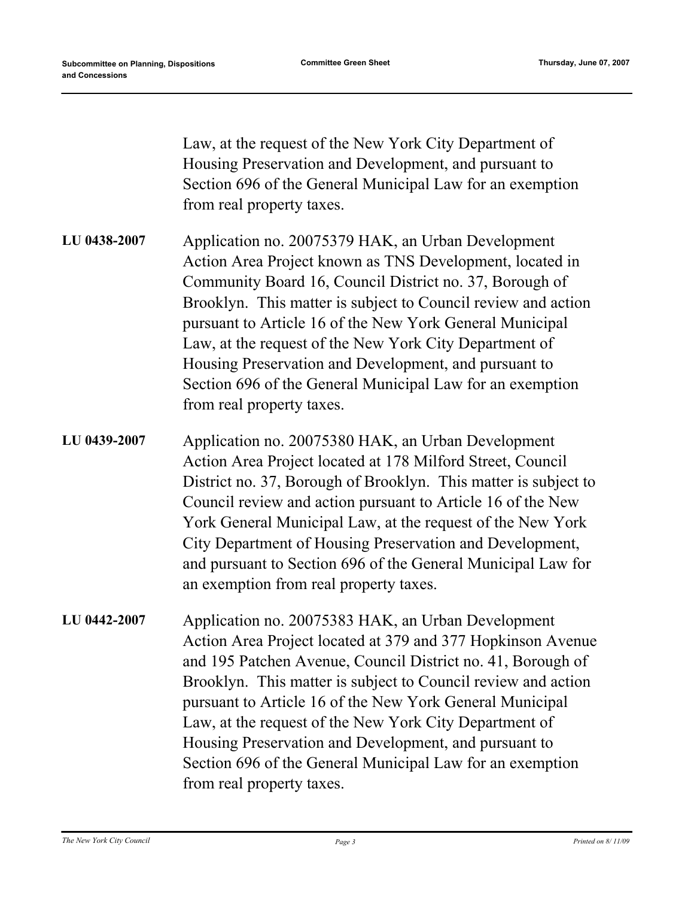Law, at the request of the New York City Department of Housing Preservation and Development, and pursuant to Section 696 of the General Municipal Law for an exemption from real property taxes.

| | |
|---|---|
| **LU 0438-2007** | Application no. 20075379 HAK, an Urban Development Action Area Project known as TNS Development, located in Community Board 16, Council District no. 37, Borough of Brooklyn. This matter is subject to Council review and action pursuant to Article 16 of the New York General Municipal Law, at the request of the New York City Department of Housing Preservation and Development, and pursuant to Section 696 of the General Municipal Law for an exemption from real property taxes. |
| **LU 0439-2007** | Application no. 20075380 HAK, an Urban Development Action Area Project located at 178 Milford Street, Council District no. 37, Borough of Brooklyn. This matter is subject to Council review and action pursuant to Article 16 of the New York General Municipal Law, at the request of the New York City Department of Housing Preservation and Development, and pursuant to Section 696 of the General Municipal Law for an exemption from real property taxes. |
| **LU 0442-2007** | Application no. 20075383 HAK, an Urban Development Action Area Project located at 379 and 377 Hopkinson Avenue and 195 Patchen Avenue, Council District no. 41, Borough of Brooklyn. This matter is subject to Council review and action pursuant to Article 16 of the New York General Municipal Law, at the request of the New York City Department of Housing Preservation and Development, and pursuant to Section 696 of the General Municipal Law for an exemption from real property taxes. |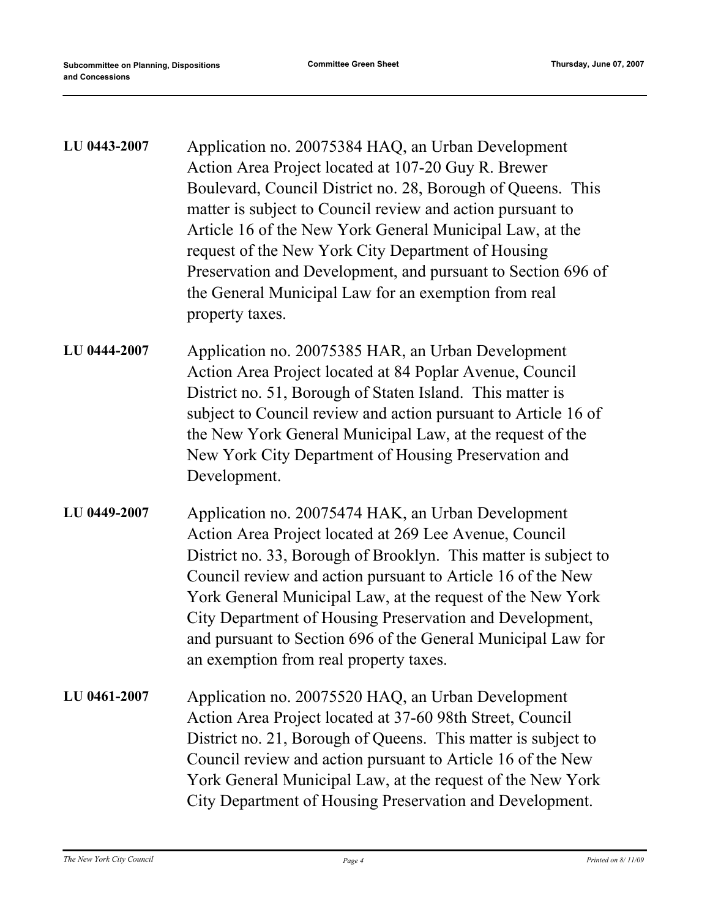**LU 0443-2007** Application no. 20075384 HAQ, an Urban Development Action Area Project located at 107-20 Guy R. Brewer Boulevard, Council District no. 28, Borough of Queens. This matter is subject to Council review and action pursuant to Article 16 of the New York General Municipal Law, at the request of the New York City Department of Housing Preservation and Development, and pursuant to Section 696 of the General Municipal Law for an exemption from real property taxes.

**LU 0444-2007** Application no. 20075385 HAR, an Urban Development Action Area Project located at 84 Poplar Avenue, Council District no. 51, Borough of Staten Island. This matter is subject to Council review and action pursuant to Article 16 of the New York General Municipal Law, at the request of the New York City Department of Housing Preservation and Development.

**LU 0449-2007** Application no. 20075474 HAK, an Urban Development Action Area Project located at 269 Lee Avenue, Council District no. 33, Borough of Brooklyn. This matter is subject to Council review and action pursuant to Article 16 of the New York General Municipal Law, at the request of the New York City Department of Housing Preservation and Development, and pursuant to Section 696 of the General Municipal Law for an exemption from real property taxes.

**LU 0461-2007** Application no. 20075520 HAQ, an Urban Development Action Area Project located at 37-60 98th Street, Council District no. 21, Borough of Queens. This matter is subject to Council review and action pursuant to Article 16 of the New York General Municipal Law, at the request of the New York City Department of Housing Preservation and Development.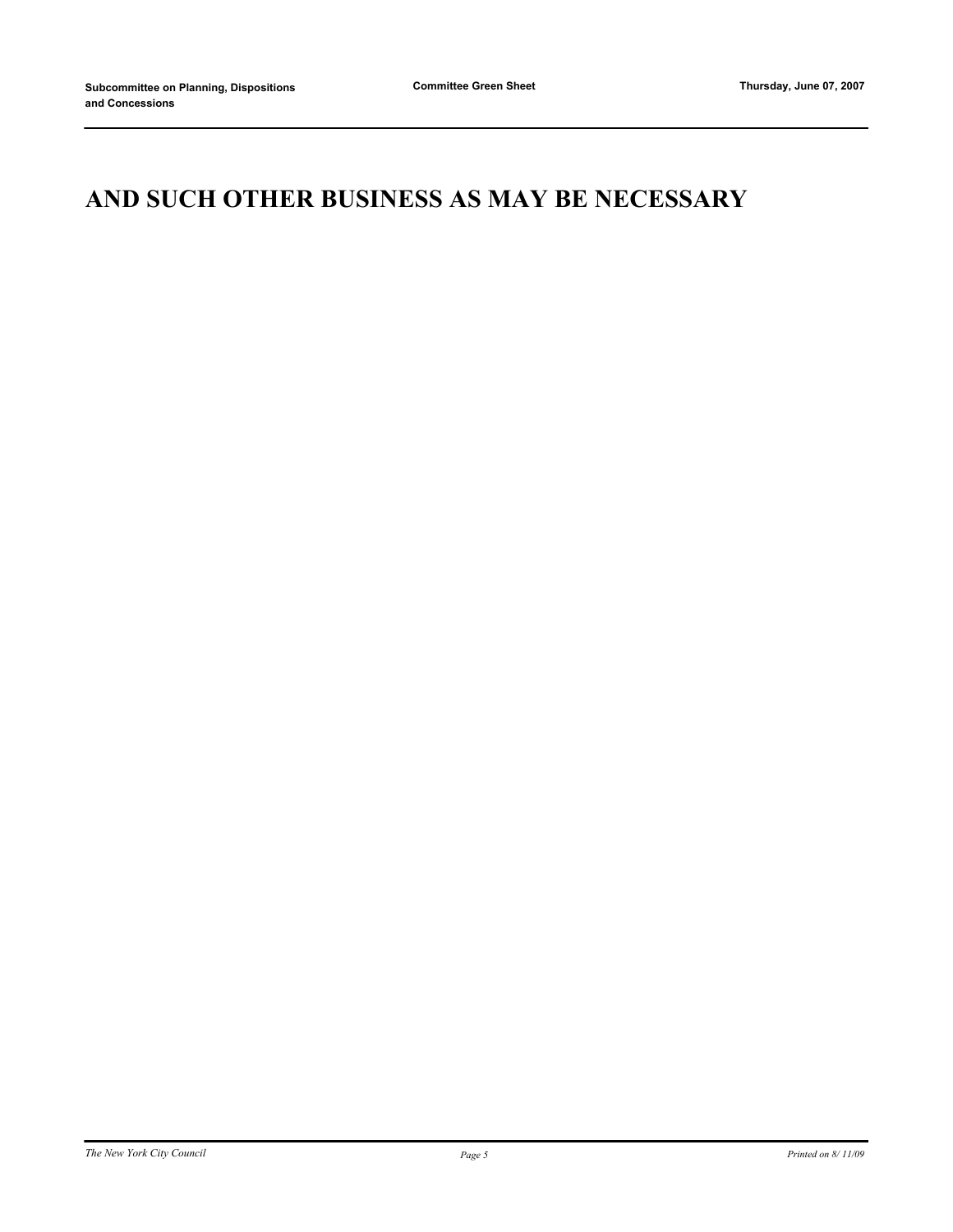# AND SUCH OTHER BUSINESS AS MAY BE NECESSARY